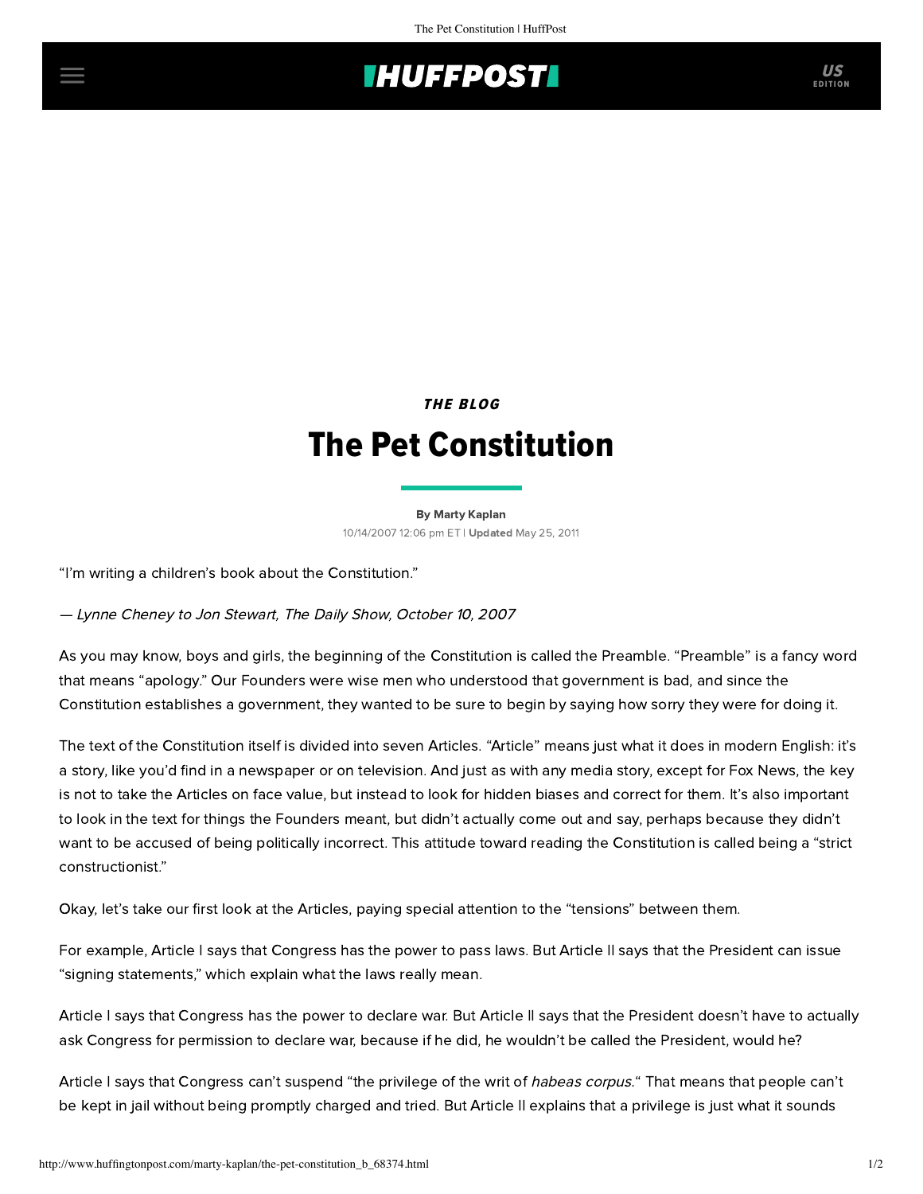*THE BLOG*

# The Pet Constitution

By Marty Kaplan

10/14/2007 12:06 pm ET | **Updated** May 25, 2011

"I'm writing a children's book about the Constitution."

*— Lynne Cheney to Jon Stewart, The Daily Show, October 10, 2007*

As you may know, boys and girls, the beginning of the Constitution is called the Preamble. "Preamble" is a fancy word that means "apology." Our Founders were wise men who understood that government is bad, and since the Constitution establishes a government, they wanted to be sure to begin by saying how sorry they were for doing it.

The text of the Constitution itself is divided into seven Articles. "Article" means just what it does in modern English: it's a story, like you'd find in a newspaper or on television. And just as with any media story, except for Fox News, the key is not to take the Articles on face value, but instead to look for hidden biases and correct for them. It's also important to look in the text for things the Founders meant, but didn't actually come out and say, perhaps because they didn't want to be accused of being politically incorrect. This attitude toward reading the Constitution is called being a "strict constructionist."

Okay, let's take our first look at the Articles, paying special attention to the "tensions" between them.

For example, Article I says that Congress has the power to pass laws. But Article II says that the President can issue "signing statements," which explain what the laws really mean.

Article I says that Congress has the power to declare war. But Article II says that the President doesn't have to actually ask Congress for permission to declare war, because if he did, he wouldn't be called the President, would he?

Article I says that Congress can't suspend "the privilege of the writ of *habeas corpus*." That means that people can't be kept in jail without being promptly charged and tried. But Article II explains that a privilege is just what it sounds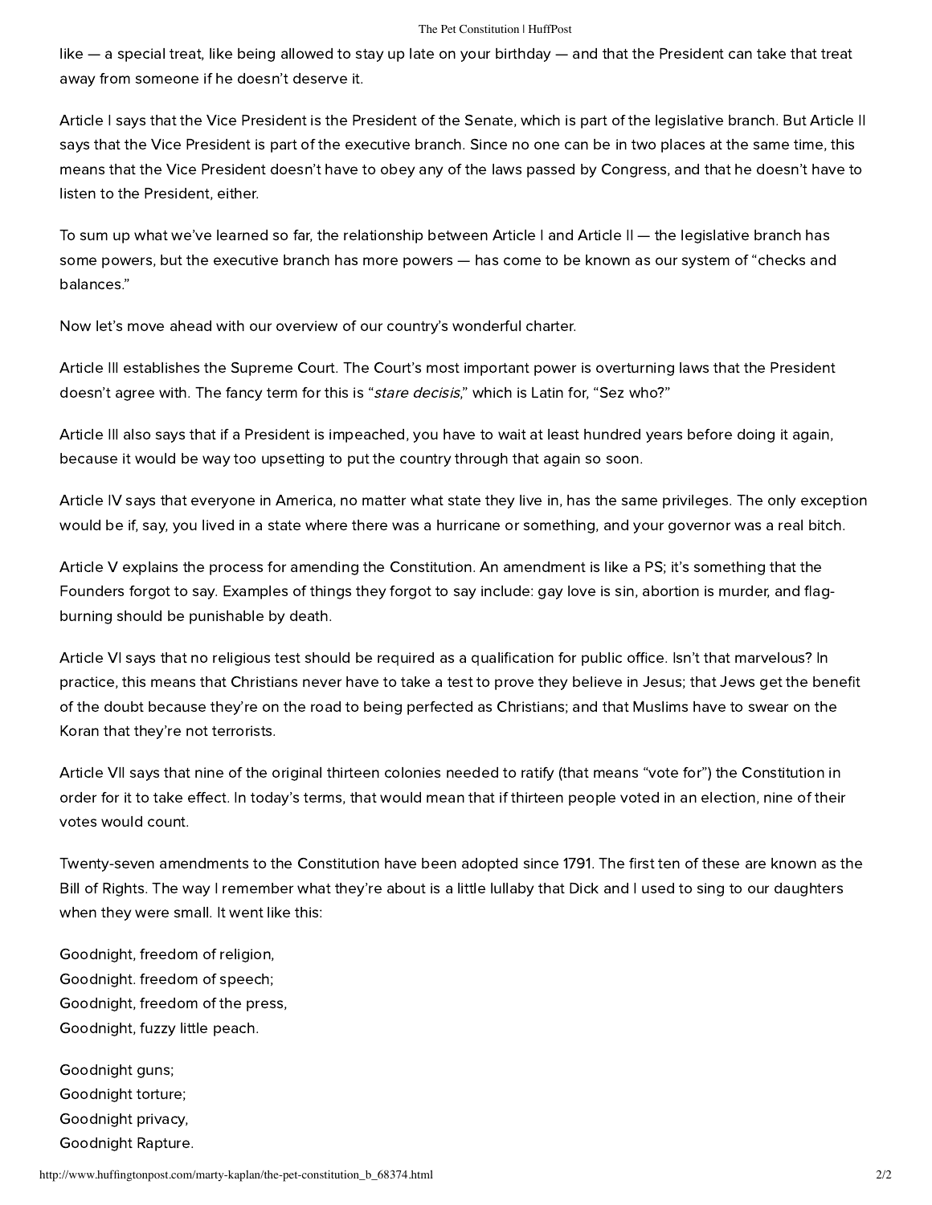like — a special treat, like being allowed to stay up late on your birthday — and that the President can take that treat away from someone if he doesn't deserve it.

Article I says that the Vice President is the President of the Senate, which is part of the legislative branch. But Article II says that the Vice President is part of the executive branch. Since no one can be in two places at the same time, this means that the Vice President doesn't have to obey any of the laws passed by Congress, and that he doesn't have to listen to the President, either.

To sum up what we've learned so far, the relationship between Article I and Article II — the legislative branch has some powers, but the executive branch has more powers — has come to be known as our system of "checks and balances."

Now let's move ahead with our overview of our country's wonderful charter.

Article III establishes the Supreme Court. The Court's most important power is overturning laws that the President doesn't agree with. The fancy term for this is "*stare decisis*," which is Latin for, "Sez who?"

Article III also says that if a President is impeached, you have to wait at least hundred years before doing it again, because it would be way too upsetting to put the country through that again so soon.

Article IV says that everyone in America, no matter what state they live in, has the same privileges. The only exception would be if, say, you lived in a state where there was a hurricane or something, and your governor was a real bitch.

Article V explains the process for amending the Constitution. An amendment is like a PS; it's something that the Founders forgot to say. Examples of things they forgot to say include: gay love is sin, abortion is murder, and flag-burning should be punishable by death.

Article VI says that no religious test should be required as a qualification for public office. Isn't that marvelous? In practice, this means that Christians never have to take a test to prove they believe in Jesus; that Jews get the benefit of the doubt because they're on the road to being perfected as Christians; and that Muslims have to swear on the Koran that they're not terrorists.

Article VII says that nine of the original thirteen colonies needed to ratify (that means "vote for") the Constitution in order for it to take effect. In today's terms, that would mean that if thirteen people voted in an election, nine of their votes would count.

Twenty-seven amendments to the Constitution have been adopted since 1791. The first ten of these are known as the Bill of Rights. The way I remember what they're about is a little lullaby that Dick and I used to sing to our daughters when they were small. It went like this:

Goodnight, freedom of religion,  
Goodnight. freedom of speech;  
Goodnight, freedom of the press,  
Goodnight, fuzzy little peach.

Goodnight guns;  
Goodnight torture;  
Goodnight privacy,  
Goodnight Rapture.